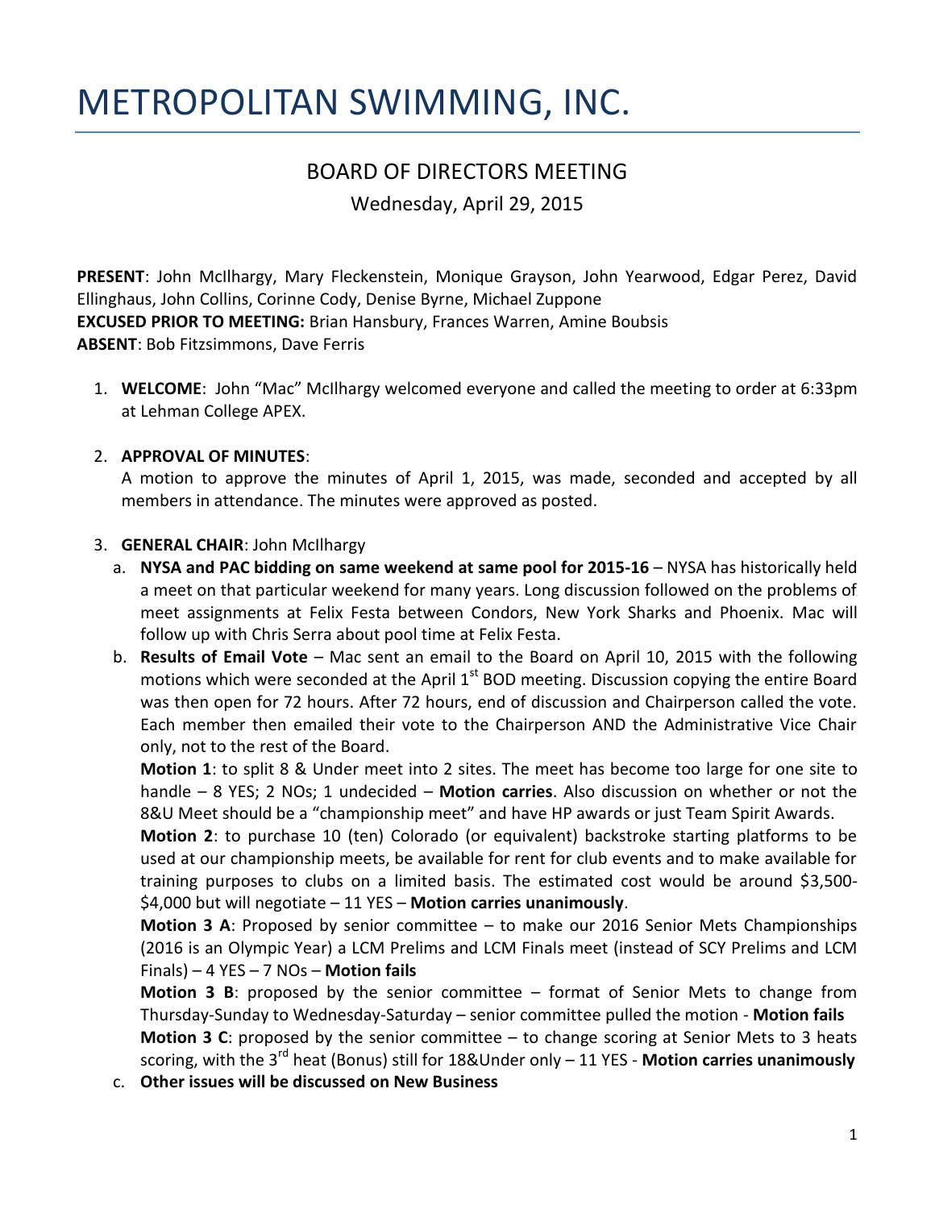# METROPOLITAN SWIMMING, INC.

## BOARD OF DIRECTORS MEETING

Wednesday, April 29, 2015

**PRESENT**: John McIlhargy, Mary Fleckenstein, Monique Grayson, John Yearwood, Edgar Perez, David Ellinghaus, John Collins, Corinne Cody, Denise Byrne, Michael Zuppone
**EXCUSED PRIOR TO MEETING:** Brian Hansbury, Frances Warren, Amine Boubsis
**ABSENT**: Bob Fitzsimmons, Dave Ferris

1. **WELCOME**: John "Mac" McIlhargy welcomed everyone and called the meeting to order at 6:33pm at Lehman College APEX.

2. **APPROVAL OF MINUTES**:
   A motion to approve the minutes of April 1, 2015, was made, seconded and accepted by all members in attendance. The minutes were approved as posted.

3. **GENERAL CHAIR**: John McIlhargy
   a. **NYSA and PAC bidding on same weekend at same pool for 2015-16** – NYSA has historically held a meet on that particular weekend for many years. Long discussion followed on the problems of meet assignments at Felix Festa between Condors, New York Sharks and Phoenix. Mac will follow up with Chris Serra about pool time at Felix Festa.
   b. **Results of Email Vote** – Mac sent an email to the Board on April 10, 2015 with the following motions which were seconded at the April 1st BOD meeting. Discussion copying the entire Board was then open for 72 hours. After 72 hours, end of discussion and Chairperson called the vote. Each member then emailed their vote to the Chairperson AND the Administrative Vice Chair only, not to the rest of the Board.
   **Motion 1**: to split 8 & Under meet into 2 sites. The meet has become too large for one site to handle – 8 YES; 2 NOs; 1 undecided – **Motion carries**. Also discussion on whether or not the 8&U Meet should be a "championship meet" and have HP awards or just Team Spirit Awards.
   **Motion 2**: to purchase 10 (ten) Colorado (or equivalent) backstroke starting platforms to be used at our championship meets, be available for rent for club events and to make available for training purposes to clubs on a limited basis. The estimated cost would be around $3,500-$4,000 but will negotiate – 11 YES – **Motion carries unanimously**.
   **Motion 3 A**: Proposed by senior committee – to make our 2016 Senior Mets Championships (2016 is an Olympic Year) a LCM Prelims and LCM Finals meet (instead of SCY Prelims and LCM Finals) – 4 YES – 7 NOs – **Motion fails**
   **Motion 3 B**: proposed by the senior committee – format of Senior Mets to change from Thursday-Sunday to Wednesday-Saturday – senior committee pulled the motion - **Motion fails**
   **Motion 3 C**: proposed by the senior committee – to change scoring at Senior Mets to 3 heats scoring, with the 3rd heat (Bonus) still for 18&Under only – 11 YES - **Motion carries unanimously**
   c. **Other issues will be discussed on New Business**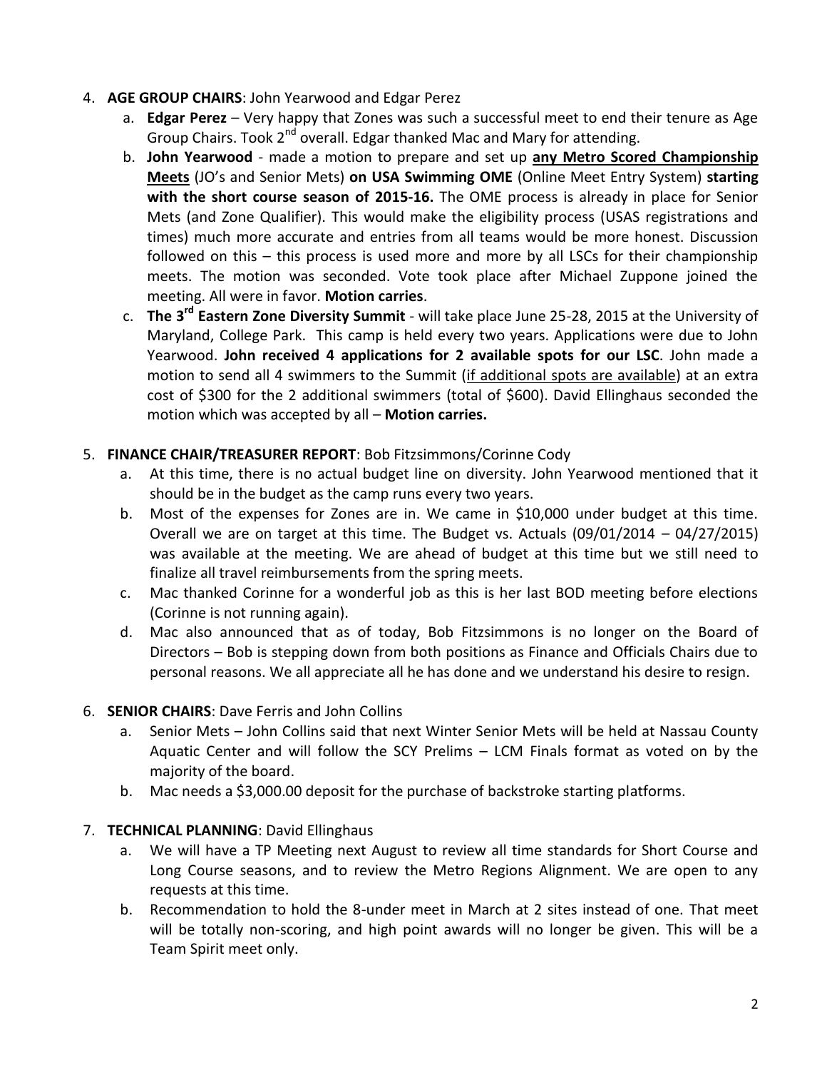4. **AGE GROUP CHAIRS**: John Yearwood and Edgar Perez
   a. **Edgar Perez** – Very happy that Zones was such a successful meet to end their tenure as Age Group Chairs. Took 2nd overall. Edgar thanked Mac and Mary for attending.
   b. **John Yearwood** - made a motion to prepare and set up **<u>any Metro Scored Championship Meets</u>** (JO's and Senior Mets) **on USA Swimming OME** (Online Meet Entry System) **starting with the short course season of 2015-16.** The OME process is already in place for Senior Mets (and Zone Qualifier). This would make the eligibility process (USAS registrations and times) much more accurate and entries from all teams would be more honest. Discussion followed on this – this process is used more and more by all LSCs for their championship meets. The motion was seconded. Vote took place after Michael Zuppone joined the meeting. All were in favor. **Motion carries**.
   c. **The 3rd Eastern Zone Diversity Summit** - will take place June 25-28, 2015 at the University of Maryland, College Park. This camp is held every two years. Applications were due to John Yearwood. **John received 4 applications for 2 available spots for our LSC**. John made a motion to send all 4 swimmers to the Summit (<u>if additional spots are available</u>) at an extra cost of $300 for the 2 additional swimmers (total of $600). David Ellinghaus seconded the motion which was accepted by all – **Motion carries.**

5. **FINANCE CHAIR/TREASURER REPORT**: Bob Fitzsimmons/Corinne Cody
   a. At this time, there is no actual budget line on diversity. John Yearwood mentioned that it should be in the budget as the camp runs every two years.
   b. Most of the expenses for Zones are in. We came in $10,000 under budget at this time. Overall we are on target at this time. The Budget vs. Actuals (09/01/2014 – 04/27/2015) was available at the meeting. We are ahead of budget at this time but we still need to finalize all travel reimbursements from the spring meets.
   c. Mac thanked Corinne for a wonderful job as this is her last BOD meeting before elections (Corinne is not running again).
   d. Mac also announced that as of today, Bob Fitzsimmons is no longer on the Board of Directors – Bob is stepping down from both positions as Finance and Officials Chairs due to personal reasons. We all appreciate all he has done and we understand his desire to resign.

6. **SENIOR CHAIRS**: Dave Ferris and John Collins
   a. Senior Mets – John Collins said that next Winter Senior Mets will be held at Nassau County Aquatic Center and will follow the SCY Prelims – LCM Finals format as voted on by the majority of the board.
   b. Mac needs a $3,000.00 deposit for the purchase of backstroke starting platforms.

7. **TECHNICAL PLANNING**: David Ellinghaus
   a. We will have a TP Meeting next August to review all time standards for Short Course and Long Course seasons, and to review the Metro Regions Alignment. We are open to any requests at this time.
   b. Recommendation to hold the 8-under meet in March at 2 sites instead of one. That meet will be totally non-scoring, and high point awards will no longer be given. This will be a Team Spirit meet only.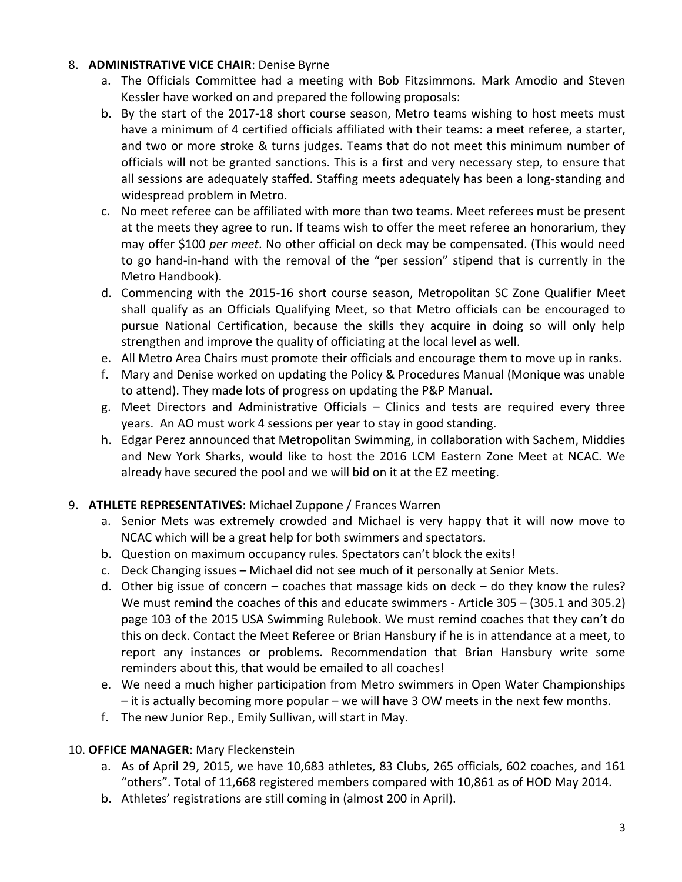8. **ADMINISTRATIVE VICE CHAIR**: Denise Byrne
    a. The Officials Committee had a meeting with Bob Fitzsimmons. Mark Amodio and Steven Kessler have worked on and prepared the following proposals:
    b. By the start of the 2017-18 short course season, Metro teams wishing to host meets must have a minimum of 4 certified officials affiliated with their teams: a meet referee, a starter, and two or more stroke & turns judges. Teams that do not meet this minimum number of officials will not be granted sanctions. This is a first and very necessary step, to ensure that all sessions are adequately staffed. Staffing meets adequately has been a long-standing and widespread problem in Metro.
    c. No meet referee can be affiliated with more than two teams. Meet referees must be present at the meets they agree to run. If teams wish to offer the meet referee an honorarium, they may offer $100 *per meet*. No other official on deck may be compensated. (This would need to go hand-in-hand with the removal of the "per session" stipend that is currently in the Metro Handbook).
    d. Commencing with the 2015-16 short course season, Metropolitan SC Zone Qualifier Meet shall qualify as an Officials Qualifying Meet, so that Metro officials can be encouraged to pursue National Certification, because the skills they acquire in doing so will only help strengthen and improve the quality of officiating at the local level as well.
    e. All Metro Area Chairs must promote their officials and encourage them to move up in ranks.
    f. Mary and Denise worked on updating the Policy & Procedures Manual (Monique was unable to attend). They made lots of progress on updating the P&P Manual.
    g. Meet Directors and Administrative Officials – Clinics and tests are required every three years. An AO must work 4 sessions per year to stay in good standing.
    h. Edgar Perez announced that Metropolitan Swimming, in collaboration with Sachem, Middies and New York Sharks, would like to host the 2016 LCM Eastern Zone Meet at NCAC. We already have secured the pool and we will bid on it at the EZ meeting.

9. **ATHLETE REPRESENTATIVES**: Michael Zuppone / Frances Warren
    a. Senior Mets was extremely crowded and Michael is very happy that it will now move to NCAC which will be a great help for both swimmers and spectators.
    b. Question on maximum occupancy rules. Spectators can't block the exits!
    c. Deck Changing issues – Michael did not see much of it personally at Senior Mets.
    d. Other big issue of concern – coaches that massage kids on deck – do they know the rules? We must remind the coaches of this and educate swimmers - Article 305 – (305.1 and 305.2) page 103 of the 2015 USA Swimming Rulebook. We must remind coaches that they can't do this on deck. Contact the Meet Referee or Brian Hansbury if he is in attendance at a meet, to report any instances or problems. Recommendation that Brian Hansbury write some reminders about this, that would be emailed to all coaches!
    e. We need a much higher participation from Metro swimmers in Open Water Championships – it is actually becoming more popular – we will have 3 OW meets in the next few months.
    f. The new Junior Rep., Emily Sullivan, will start in May.

10. **OFFICE MANAGER**: Mary Fleckenstein
    a. As of April 29, 2015, we have 10,683 athletes, 83 Clubs, 265 officials, 602 coaches, and 161 "others". Total of 11,668 registered members compared with 10,861 as of HOD May 2014.
    b. Athletes' registrations are still coming in (almost 200 in April).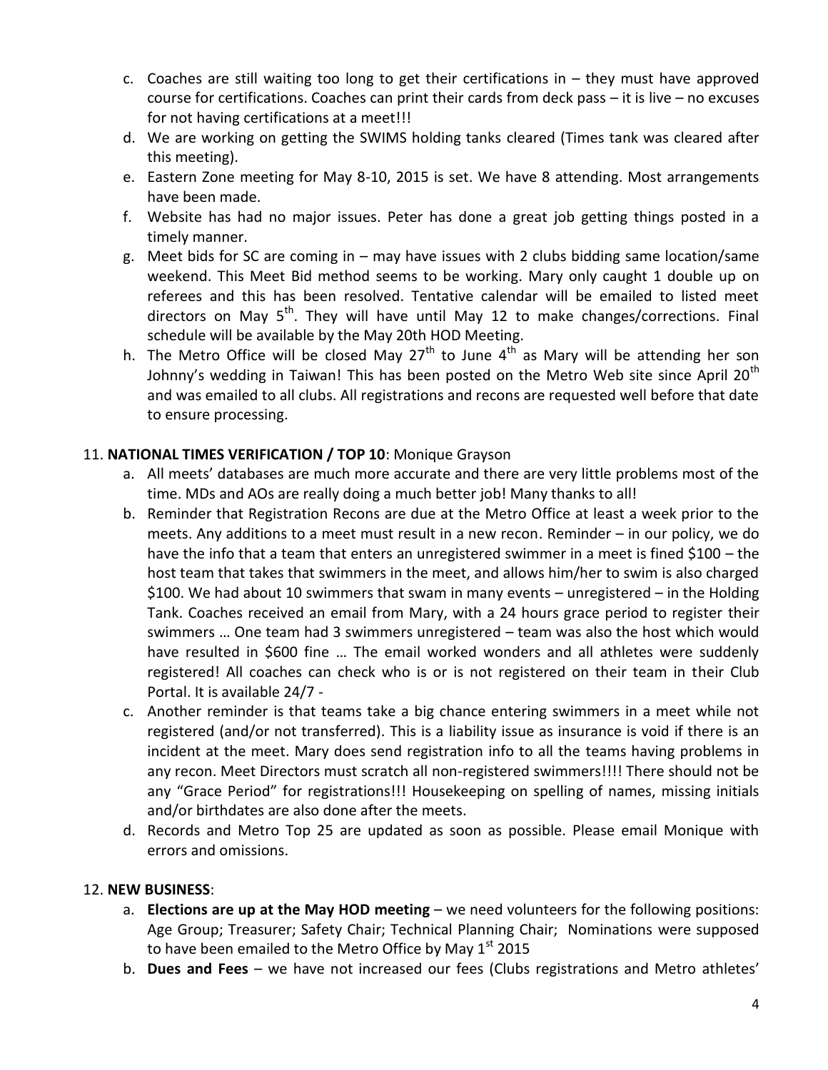c. Coaches are still waiting too long to get their certifications in – they must have approved course for certifications. Coaches can print their cards from deck pass – it is live – no excuses for not having certifications at a meet!!!
d. We are working on getting the SWIMS holding tanks cleared (Times tank was cleared after this meeting).
e. Eastern Zone meeting for May 8-10, 2015 is set. We have 8 attending. Most arrangements have been made.
f. Website has had no major issues. Peter has done a great job getting things posted in a timely manner.
g. Meet bids for SC are coming in – may have issues with 2 clubs bidding same location/same weekend. This Meet Bid method seems to be working. Mary only caught 1 double up on referees and this has been resolved. Tentative calendar will be emailed to listed meet directors on May 5th. They will have until May 12 to make changes/corrections. Final schedule will be available by the May 20th HOD Meeting.
h. The Metro Office will be closed May 27th to June 4th as Mary will be attending her son Johnny's wedding in Taiwan! This has been posted on the Metro Web site since April 20th and was emailed to all clubs. All registrations and recons are requested well before that date to ensure processing.

11. **NATIONAL TIMES VERIFICATION / TOP 10**: Monique Grayson

a. All meets' databases are much more accurate and there are very little problems most of the time. MDs and AOs are really doing a much better job! Many thanks to all!
b. Reminder that Registration Recons are due at the Metro Office at least a week prior to the meets. Any additions to a meet must result in a new recon. Reminder – in our policy, we do have the info that a team that enters an unregistered swimmer in a meet is fined $100 – the host team that takes that swimmers in the meet, and allows him/her to swim is also charged $100. We had about 10 swimmers that swam in many events – unregistered – in the Holding Tank. Coaches received an email from Mary, with a 24 hours grace period to register their swimmers … One team had 3 swimmers unregistered – team was also the host which would have resulted in $600 fine … The email worked wonders and all athletes were suddenly registered! All coaches can check who is or is not registered on their team in their Club Portal. It is available 24/7 -
c. Another reminder is that teams take a big chance entering swimmers in a meet while not registered (and/or not transferred). This is a liability issue as insurance is void if there is an incident at the meet. Mary does send registration info to all the teams having problems in any recon. Meet Directors must scratch all non-registered swimmers!!!! There should not be any "Grace Period" for registrations!!! Housekeeping on spelling of names, missing initials and/or birthdates are also done after the meets.
d. Records and Metro Top 25 are updated as soon as possible. Please email Monique with errors and omissions.

12. **NEW BUSINESS**:

a. **Elections are up at the May HOD meeting** – we need volunteers for the following positions: Age Group; Treasurer; Safety Chair; Technical Planning Chair; Nominations were supposed to have been emailed to the Metro Office by May 1st 2015
b. **Dues and Fees** – we have not increased our fees (Clubs registrations and Metro athletes'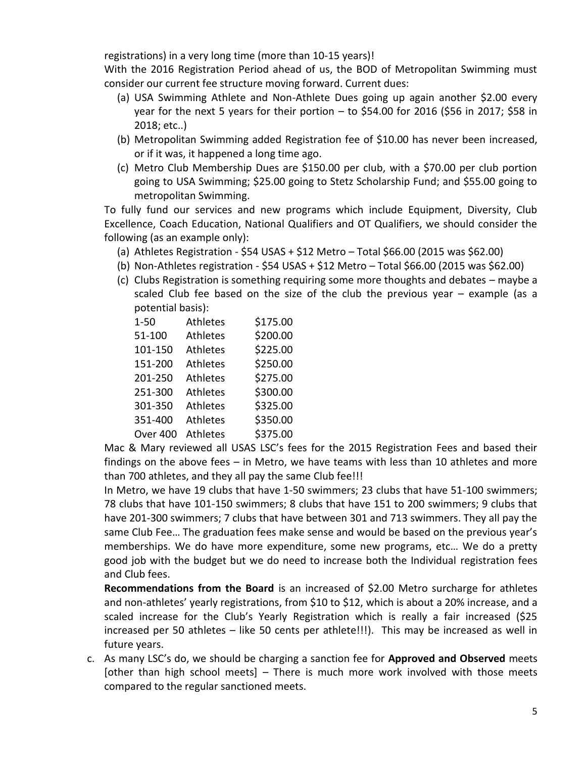registrations) in a very long time (more than 10-15 years)!

With the 2016 Registration Period ahead of us, the BOD of Metropolitan Swimming must consider our current fee structure moving forward. Current dues:

(a) USA Swimming Athlete and Non-Athlete Dues going up again another $2.00 every year for the next 5 years for their portion – to $54.00 for 2016 ($56 in 2017; $58 in 2018; etc..)
(b) Metropolitan Swimming added Registration fee of $10.00 has never been increased, or if it was, it happened a long time ago.
(c) Metro Club Membership Dues are $150.00 per club, with a $70.00 per club portion going to USA Swimming; $25.00 going to Stetz Scholarship Fund; and $55.00 going to metropolitan Swimming.

To fully fund our services and new programs which include Equipment, Diversity, Club Excellence, Coach Education, National Qualifiers and OT Qualifiers, we should consider the following (as an example only):

(a) Athletes Registration - $54 USAS + $12 Metro – Total $66.00 (2015 was $62.00)
(b) Non-Athletes registration - $54 USAS + $12 Metro – Total $66.00 (2015 was $62.00)
(c) Clubs Registration is something requiring some more thoughts and debates – maybe a scaled Club fee based on the size of the club the previous year – example (as a potential basis):

| | | |
|---|---|---|
| 1-50 | Athletes | $175.00 |
| 51-100 | Athletes | $200.00 |
| 101-150 | Athletes | $225.00 |
| 151-200 | Athletes | $250.00 |
| 201-250 | Athletes | $275.00 |
| 251-300 | Athletes | $300.00 |
| 301-350 | Athletes | $325.00 |
| 351-400 | Athletes | $350.00 |
| Over 400 | Athletes | $375.00 |

Mac & Mary reviewed all USAS LSC's fees for the 2015 Registration Fees and based their findings on the above fees – in Metro, we have teams with less than 10 athletes and more than 700 athletes, and they all pay the same Club fee!!!

In Metro, we have 19 clubs that have 1-50 swimmers; 23 clubs that have 51-100 swimmers; 78 clubs that have 101-150 swimmers; 8 clubs that have 151 to 200 swimmers; 9 clubs that have 201-300 swimmers; 7 clubs that have between 301 and 713 swimmers. They all pay the same Club Fee… The graduation fees make sense and would be based on the previous year's memberships. We do have more expenditure, some new programs, etc… We do a pretty good job with the budget but we do need to increase both the Individual registration fees and Club fees.

**Recommendations from the Board** is an increased of $2.00 Metro surcharge for athletes and non-athletes' yearly registrations, from $10 to $12, which is about a 20% increase, and a scaled increase for the Club's Yearly Registration which is really a fair increased ($25 increased per 50 athletes – like 50 cents per athlete!!!). This may be increased as well in future years.

c. As many LSC's do, we should be charging a sanction fee for **Approved and Observed** meets [other than high school meets] – There is much more work involved with those meets compared to the regular sanctioned meets.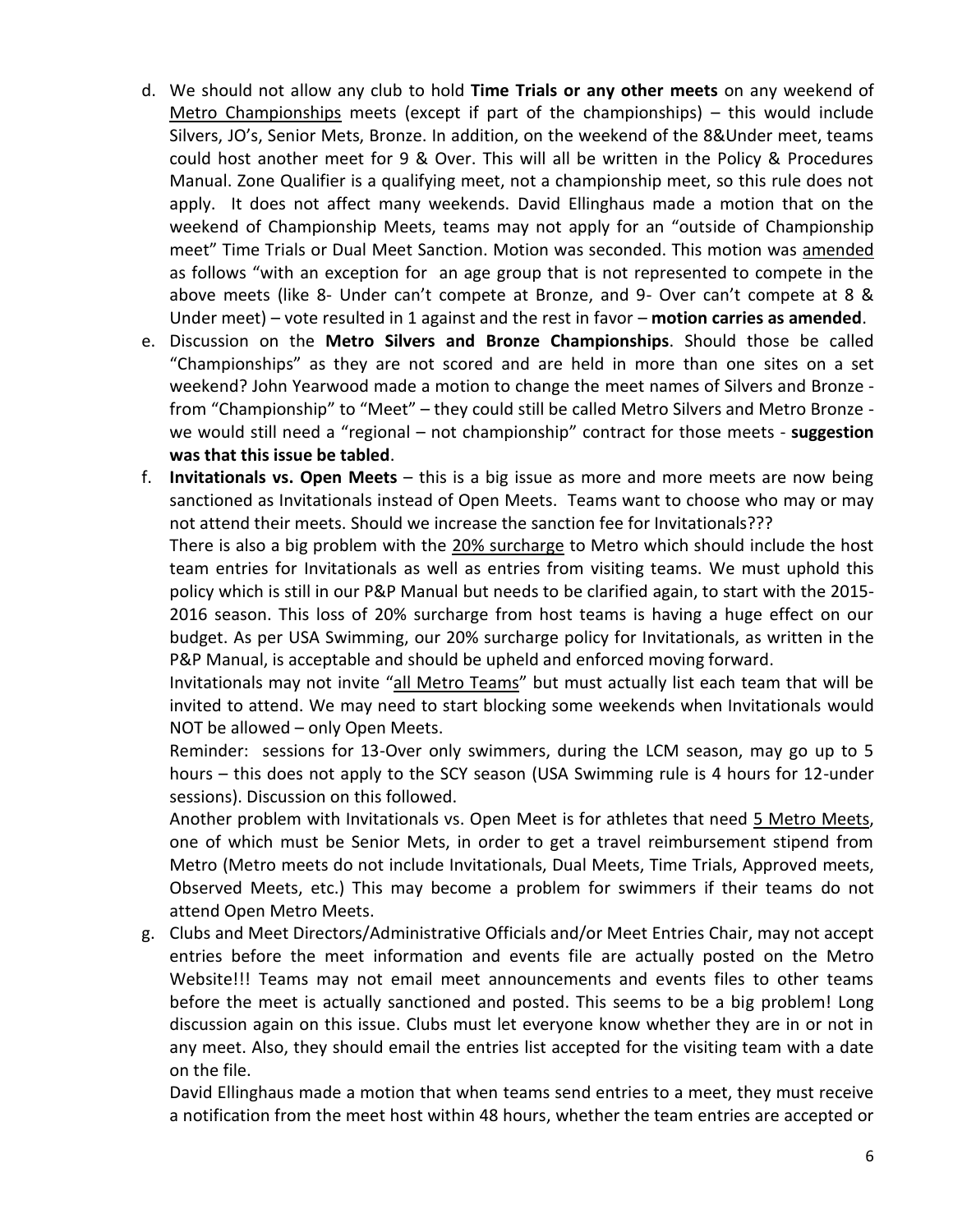d. We should not allow any club to hold **Time Trials or any other meets** on any weekend of Metro Championships meets (except if part of the championships) – this would include Silvers, JO's, Senior Mets, Bronze. In addition, on the weekend of the 8&Under meet, teams could host another meet for 9 & Over. This will all be written in the Policy & Procedures Manual. Zone Qualifier is a qualifying meet, not a championship meet, so this rule does not apply. It does not affect many weekends. David Ellinghaus made a motion that on the weekend of Championship Meets, teams may not apply for an "outside of Championship meet" Time Trials or Dual Meet Sanction. Motion was seconded. This motion was amended as follows "with an exception for an age group that is not represented to compete in the above meets (like 8- Under can't compete at Bronze, and 9- Over can't compete at 8 & Under meet) – vote resulted in 1 against and the rest in favor – **motion carries as amended**.

e. Discussion on the **Metro Silvers and Bronze Championships**. Should those be called "Championships" as they are not scored and are held in more than one sites on a set weekend? John Yearwood made a motion to change the meet names of Silvers and Bronze - from "Championship" to "Meet" – they could still be called Metro Silvers and Metro Bronze - we would still need a "regional – not championship" contract for those meets - **suggestion was that this issue be tabled**.

f. **Invitationals vs. Open Meets** – this is a big issue as more and more meets are now being sanctioned as Invitationals instead of Open Meets. Teams want to choose who may or may not attend their meets. Should we increase the sanction fee for Invitationals???

   There is also a big problem with the 20% surcharge to Metro which should include the host team entries for Invitationals as well as entries from visiting teams. We must uphold this policy which is still in our P&P Manual but needs to be clarified again, to start with the 2015-2016 season. This loss of 20% surcharge from host teams is having a huge effect on our budget. As per USA Swimming, our 20% surcharge policy for Invitationals, as written in the P&P Manual, is acceptable and should be upheld and enforced moving forward.

   Invitationals may not invite "all Metro Teams" but must actually list each team that will be invited to attend. We may need to start blocking some weekends when Invitationals would NOT be allowed – only Open Meets.

   Reminder: sessions for 13-Over only swimmers, during the LCM season, may go up to 5 hours – this does not apply to the SCY season (USA Swimming rule is 4 hours for 12-under sessions). Discussion on this followed.

   Another problem with Invitationals vs. Open Meet is for athletes that need 5 Metro Meets, one of which must be Senior Mets, in order to get a travel reimbursement stipend from Metro (Metro meets do not include Invitationals, Dual Meets, Time Trials, Approved meets, Observed Meets, etc.) This may become a problem for swimmers if their teams do not attend Open Metro Meets.

g. Clubs and Meet Directors/Administrative Officials and/or Meet Entries Chair, may not accept entries before the meet information and events file are actually posted on the Metro Website!!! Teams may not email meet announcements and events files to other teams before the meet is actually sanctioned and posted. This seems to be a big problem! Long discussion again on this issue. Clubs must let everyone know whether they are in or not in any meet. Also, they should email the entries list accepted for the visiting team with a date on the file.

   David Ellinghaus made a motion that when teams send entries to a meet, they must receive a notification from the meet host within 48 hours, whether the team entries are accepted or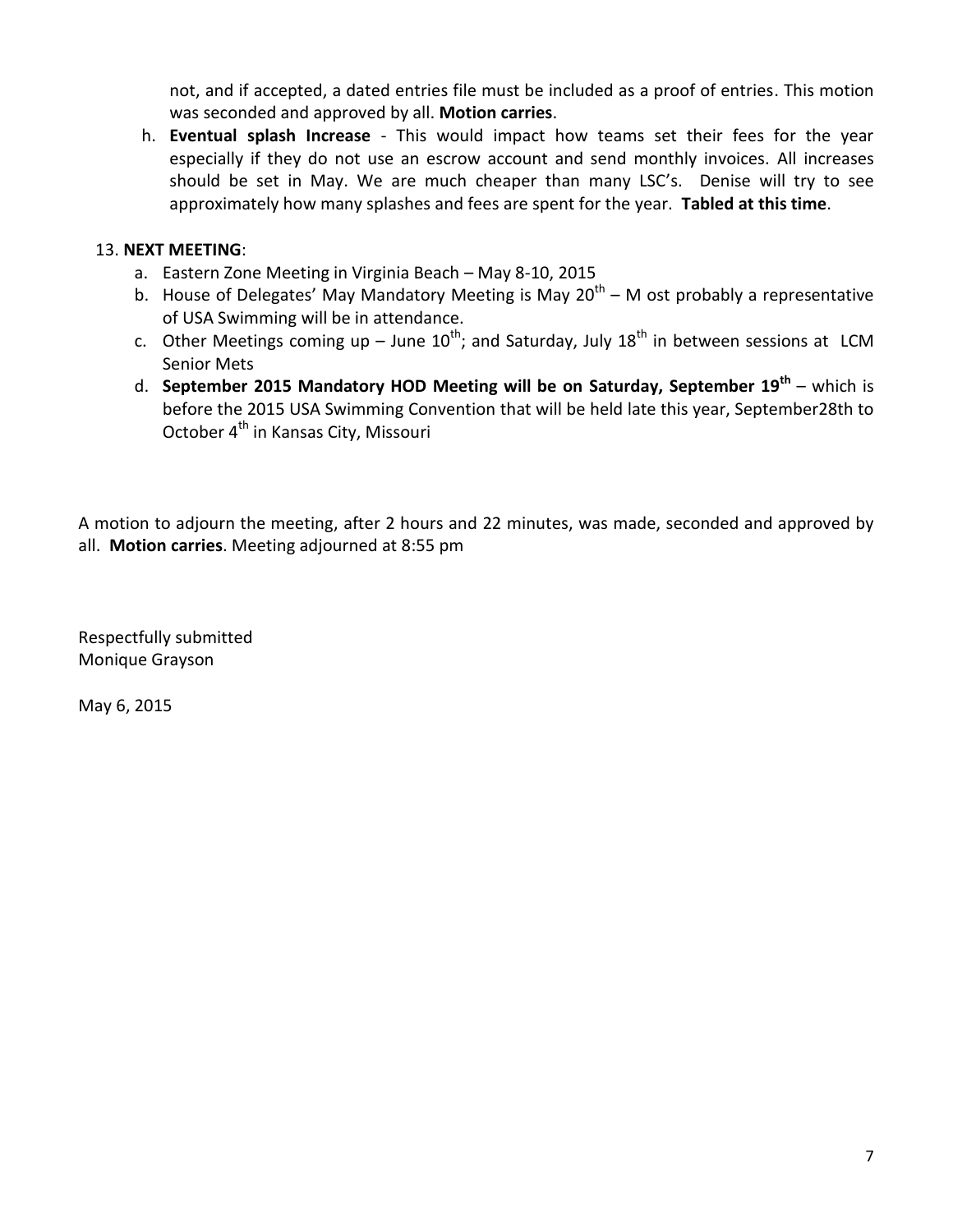not, and if accepted, a dated entries file must be included as a proof of entries. This motion was seconded and approved by all. **Motion carries**.

h. **Eventual splash Increase** - This would impact how teams set their fees for the year especially if they do not use an escrow account and send monthly invoices. All increases should be set in May. We are much cheaper than many LSC's. Denise will try to see approximately how many splashes and fees are spent for the year. **Tabled at this time**.

13. **NEXT MEETING**:
    a. Eastern Zone Meeting in Virginia Beach – May 8-10, 2015
    b. House of Delegates' May Mandatory Meeting is May 20th – M ost probably a representative of USA Swimming will be in attendance.
    c. Other Meetings coming up – June 10th; and Saturday, July 18th in between sessions at LCM Senior Mets
    d. **September 2015 Mandatory HOD Meeting will be on Saturday, September 19th** – which is before the 2015 USA Swimming Convention that will be held late this year, September28th to October 4th in Kansas City, Missouri

A motion to adjourn the meeting, after 2 hours and 22 minutes, was made, seconded and approved by all. **Motion carries**. Meeting adjourned at 8:55 pm

Respectfully submitted
Monique Grayson

May 6, 2015